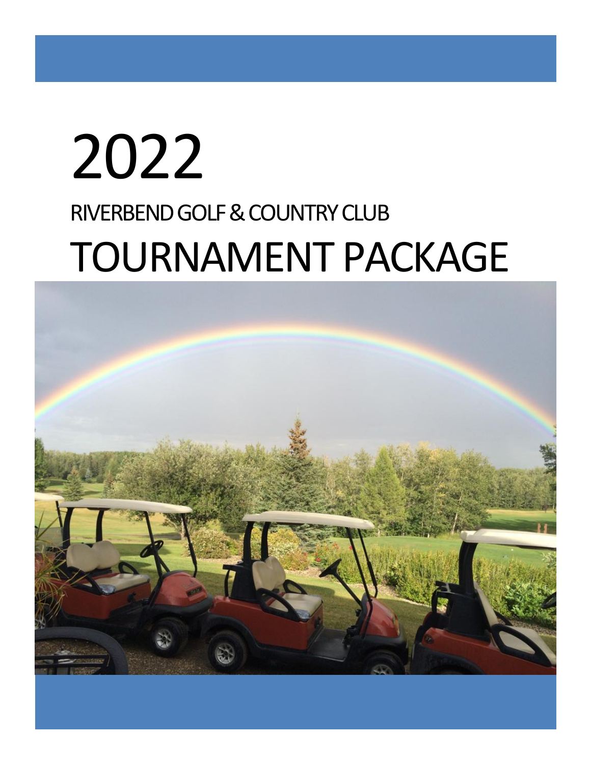# 2022

## RIVERBEND GOLF & COUNTRY CLUB

# TOURNAMENT PACKAGE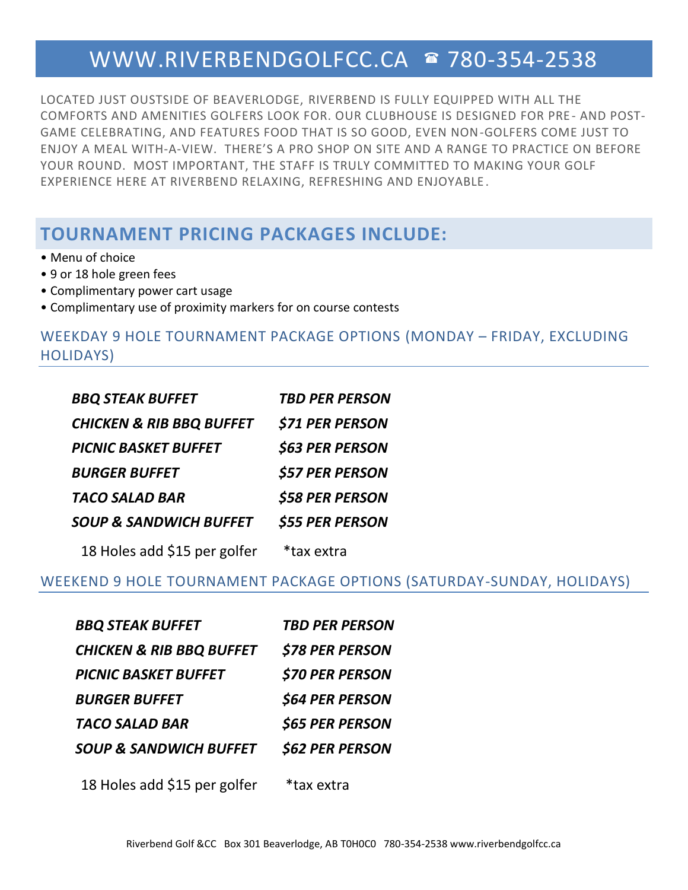# WWW.RIVERBENDGOLFCC.CA ☎ 780-354-2538

LOCATED JUST OUSTSIDE OF BEAVERLODGE, RIVERBEND IS FULLY EQUIPPED WITH ALL THE COMFORTS AND AMENITIES GOLFERS LOOK FOR. OUR CLUBHOUSE IS DESIGNED FOR PRE- AND POST-GAME CELEBRATING, AND FEATURES FOOD THAT IS SO GOOD, EVEN NON-GOLFERS COME JUST TO ENJOY A MEAL WITH-A-VIEW. THERE'S A PRO SHOP ON SITE AND A RANGE TO PRACTICE ON BEFORE YOUR ROUND. MOST IMPORTANT, THE STAFF IS TRULY COMMITTED TO MAKING YOUR GOLF EXPERIENCE HERE AT RIVERBEND RELAXING, REFRESHING AND ENJOYABLE.

## TOURNAMENT PRICING PACKAGES INCLUDE:

- Menu of choice
- 9 or 18 hole green fees
- Complimentary power cart usage
- Complimentary use of proximity markers for on course contests

### WEEKDAY 9 HOLE TOURNAMENT PACKAGE OPTIONS (MONDAY – FRIDAY, EXCLUDING HOLIDAYS)

| | |
|---|---|
| ***BBQ STEAK BUFFET*** | ***TBD PER PERSON*** |
| ***CHICKEN & RIB BBQ BUFFET*** | ***$71 PER PERSON*** |
| ***PICNIC BASKET BUFFET*** | ***$63 PER PERSON*** |
| ***BURGER BUFFET*** | ***$57 PER PERSON*** |
| ***TACO SALAD BAR*** | ***$58 PER PERSON*** |
| ***SOUP & SANDWICH BUFFET*** | ***$55 PER PERSON*** |
| 18 Holes add $15 per golfer | *tax extra |

### WEEKEND 9 HOLE TOURNAMENT PACKAGE OPTIONS (SATURDAY-SUNDAY, HOLIDAYS)

| | |
|---|---|
| ***BBQ STEAK BUFFET*** | ***TBD PER PERSON*** |
| ***CHICKEN & RIB BBQ BUFFET*** | ***$78 PER PERSON*** |
| ***PICNIC BASKET BUFFET*** | ***$70 PER PERSON*** |
| ***BURGER BUFFET*** | ***$64 PER PERSON*** |
| ***TACO SALAD BAR*** | ***$65 PER PERSON*** |
| ***SOUP & SANDWICH BUFFET*** | ***$62 PER PERSON*** |
| 18 Holes add $15 per golfer | *tax extra |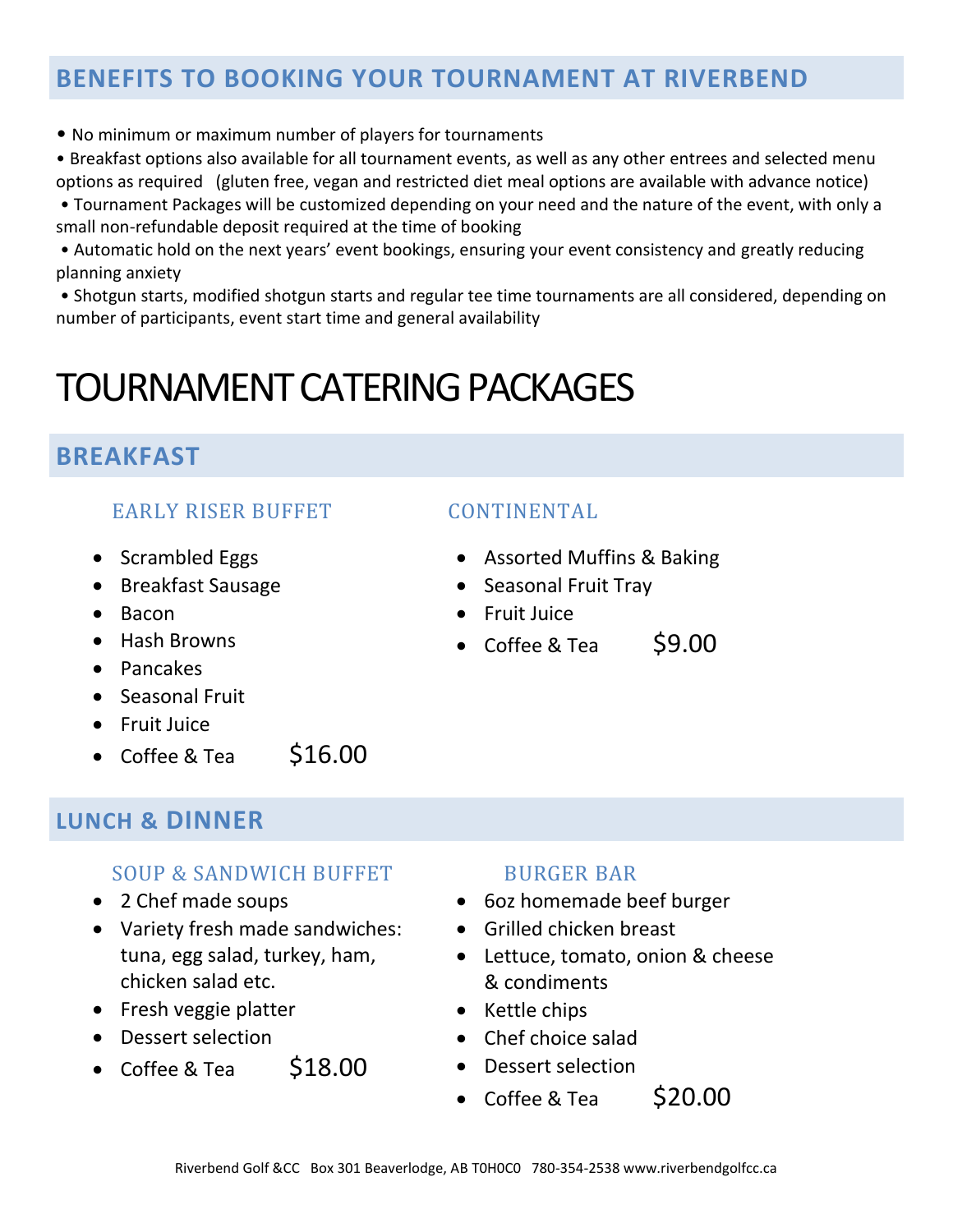## BENEFITS TO BOOKING YOUR TOURNAMENT AT RIVERBEND

- No minimum or maximum number of players for tournaments
- Breakfast options also available for all tournament events, as well as any other entrees and selected menu options as required (gluten free, vegan and restricted diet meal options are available with advance notice)
- Tournament Packages will be customized depending on your need and the nature of the event, with only a small non-refundable deposit required at the time of booking
- Automatic hold on the next years' event bookings, ensuring your event consistency and greatly reducing planning anxiety
- Shotgun starts, modified shotgun starts and regular tee time tournaments are all considered, depending on number of participants, event start time and general availability

# TOURNAMENT CATERING PACKAGES

## BREAKFAST

### EARLY RISER BUFFET

- Scrambled Eggs
- Breakfast Sausage
- Bacon
- Hash Browns
- Pancakes
- Seasonal Fruit
- Fruit Juice
- Coffee & Tea $16.00

### CONTINENTAL

- Assorted Muffins & Baking
- Seasonal Fruit Tray
- Fruit Juice
- Coffee & Tea $9.00

## LUNCH & DINNER

### SOUP & SANDWICH BUFFET

- 2 Chef made soups
- Variety fresh made sandwiches: tuna, egg salad, turkey, ham, chicken salad etc.
- Fresh veggie platter
- Dessert selection
- Coffee & Tea $18.00

### BURGER BAR

- 6oz homemade beef burger
- Grilled chicken breast
- Lettuce, tomato, onion & cheese & condiments
- Kettle chips
- Chef choice salad
- Dessert selection
- Coffee & Tea $20.00

Riverbend Golf &CC Box 301 Beaverlodge, AB T0H0C0 780-354-2538 www.riverbendgolfcc.ca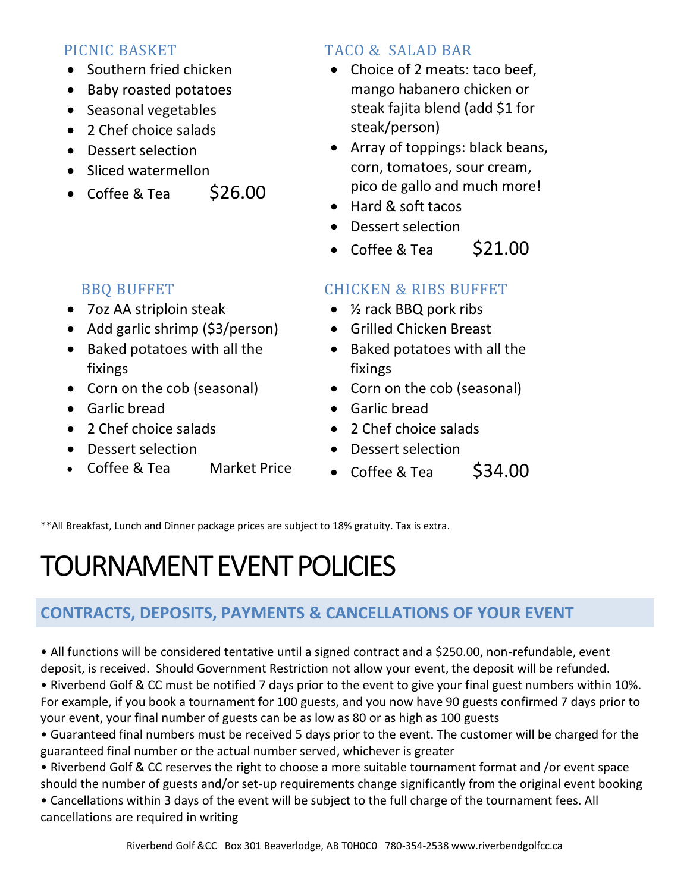### PICNIC BASKET

- Southern fried chicken
- Baby roasted potatoes
- Seasonal vegetables
- 2 Chef choice salads
- Dessert selection
- Sliced watermellon
- Coffee & Tea $26.00

### TACO & SALAD BAR

- Choice of 2 meats: taco beef, mango habanero chicken or steak fajita blend (add $1 for steak/person)
- Array of toppings: black beans, corn, tomatoes, sour cream, pico de gallo and much more!
- Hard & soft tacos
- Dessert selection
- Coffee & Tea $21.00

### BBQ BUFFET

- 7oz AA striploin steak
- Add garlic shrimp ($3/person)
- Baked potatoes with all the fixings
- Corn on the cob (seasonal)
- Garlic bread
- 2 Chef choice salads
- Dessert selection
- Coffee & Tea Market Price

### CHICKEN & RIBS BUFFET

- ½ rack BBQ pork ribs
- Grilled Chicken Breast
- Baked potatoes with all the fixings
- Corn on the cob (seasonal)
- Garlic bread
- 2 Chef choice salads
- Dessert selection
- Coffee & Tea $34.00

**All Breakfast, Lunch and Dinner package prices are subject to 18% gratuity. Tax is extra.

# TOURNAMENT EVENT POLICIES

## CONTRACTS, DEPOSITS, PAYMENTS & CANCELLATIONS OF YOUR EVENT

- All functions will be considered tentative until a signed contract and a $250.00, non-refundable, event deposit, is received. Should Government Restriction not allow your event, the deposit will be refunded.
- Riverbend Golf & CC must be notified 7 days prior to the event to give your final guest numbers within 10%. For example, if you book a tournament for 100 guests, and you now have 90 guests confirmed 7 days prior to your event, your final number of guests can be as low as 80 or as high as 100 guests
- Guaranteed final numbers must be received 5 days prior to the event. The customer will be charged for the guaranteed final number or the actual number served, whichever is greater
- Riverbend Golf & CC reserves the right to choose a more suitable tournament format and /or event space should the number of guests and/or set-up requirements change significantly from the original event booking
- Cancellations within 3 days of the event will be subject to the full charge of the tournament fees. All cancellations are required in writing

Riverbend Golf &CC Box 301 Beaverlodge, AB T0H0C0 780-354-2538 www.riverbendgolfcc.ca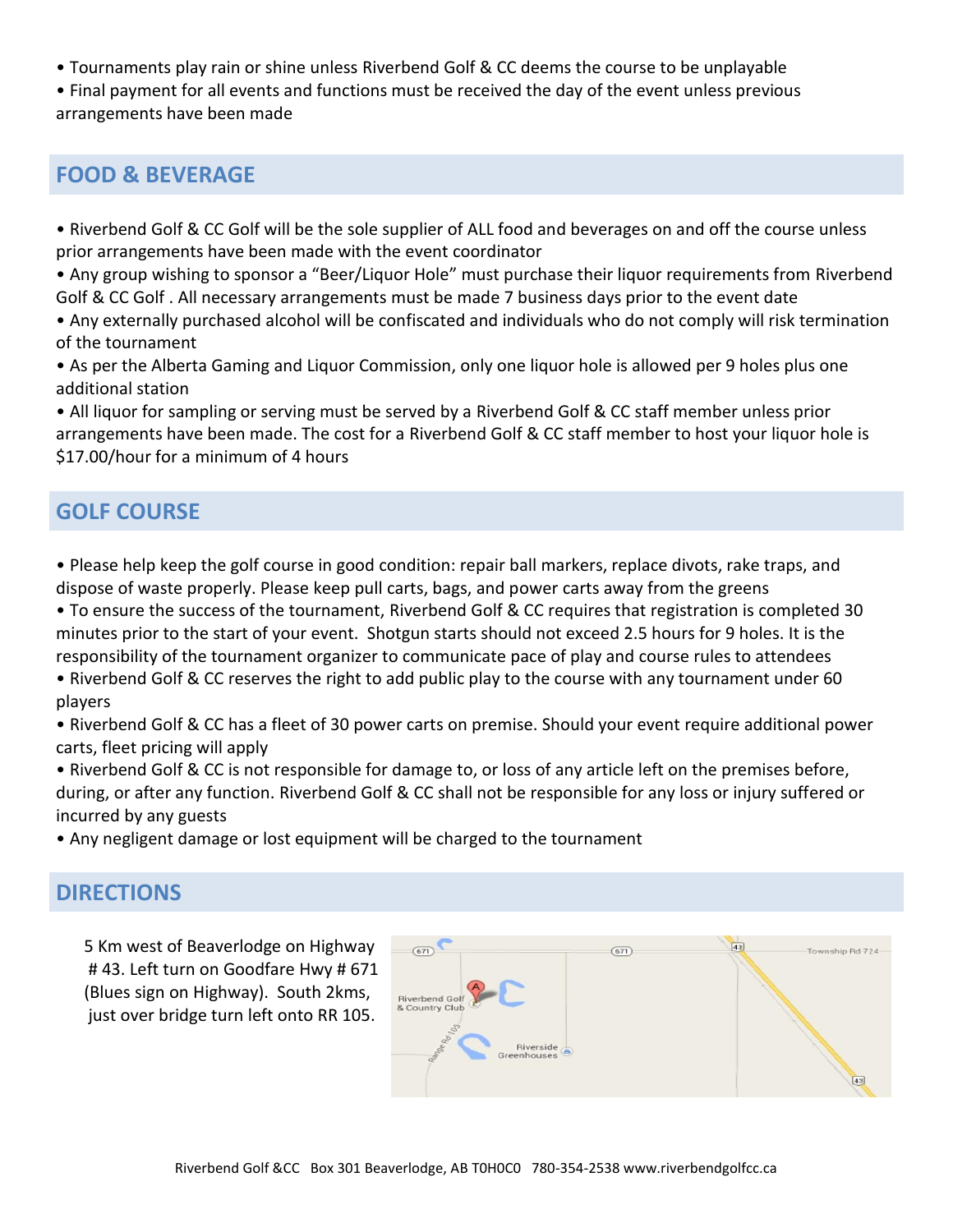- Tournaments play rain or shine unless Riverbend Golf & CC deems the course to be unplayable
- Final payment for all events and functions must be received the day of the event unless previous arrangements have been made

## FOOD & BEVERAGE

- Riverbend Golf & CC Golf will be the sole supplier of ALL food and beverages on and off the course unless prior arrangements have been made with the event coordinator
- Any group wishing to sponsor a "Beer/Liquor Hole" must purchase their liquor requirements from Riverbend Golf & CC Golf . All necessary arrangements must be made 7 business days prior to the event date
- Any externally purchased alcohol will be confiscated and individuals who do not comply will risk termination of the tournament
- As per the Alberta Gaming and Liquor Commission, only one liquor hole is allowed per 9 holes plus one additional station
- All liquor for sampling or serving must be served by a Riverbend Golf & CC staff member unless prior arrangements have been made. The cost for a Riverbend Golf & CC staff member to host your liquor hole is $17.00/hour for a minimum of 4 hours

## GOLF COURSE

- Please help keep the golf course in good condition: repair ball markers, replace divots, rake traps, and dispose of waste properly. Please keep pull carts, bags, and power carts away from the greens
- To ensure the success of the tournament, Riverbend Golf & CC requires that registration is completed 30 minutes prior to the start of your event. Shotgun starts should not exceed 2.5 hours for 9 holes. It is the responsibility of the tournament organizer to communicate pace of play and course rules to attendees
- Riverbend Golf & CC reserves the right to add public play to the course with any tournament under 60 players
- Riverbend Golf & CC has a fleet of 30 power carts on premise. Should your event require additional power carts, fleet pricing will apply
- Riverbend Golf & CC is not responsible for damage to, or loss of any article left on the premises before, during, or after any function. Riverbend Golf & CC shall not be responsible for any loss or injury suffered or incurred by any guests
- Any negligent damage or lost equipment will be charged to the tournament

## DIRECTIONS

5 Km west of Beaverlodge on Highway # 43. Left turn on Goodfare Hwy # 671 (Blues sign on Highway). South 2kms, just over bridge turn left onto RR 105.

Riverbend Golf &CC Box 301 Beaverlodge, AB T0H0C0 780-354-2538 www.riverbendgolfcc.ca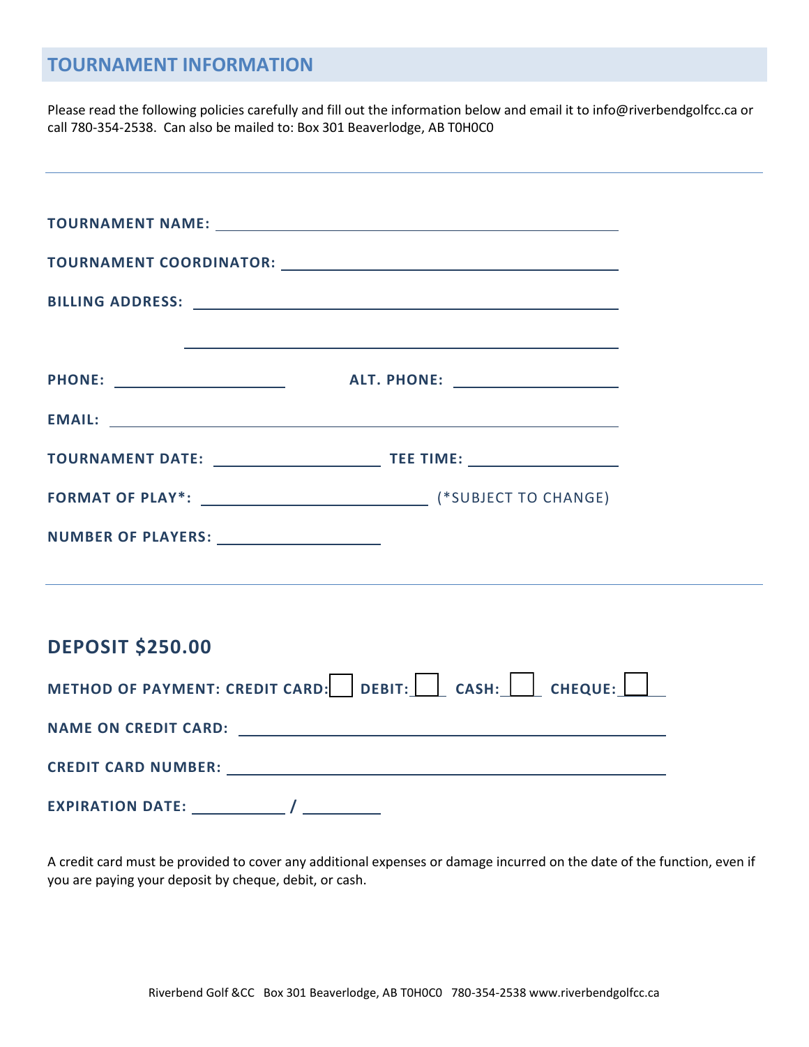## TOURNAMENT INFORMATION

Please read the following policies carefully and fill out the information below and email it to info@riverbendgolfcc.ca or call 780-354-2538. Can also be mailed to: Box 301 Beaverlodge, AB T0H0C0

---

**TOURNAMENT NAME:** ______________________________

**TOURNAMENT COORDINATOR:** ______________________________

**BILLING ADDRESS:** ______________________________

______________________________

**PHONE:** ____________________ **ALT. PHONE:** ____________________

**EMAIL:** ______________________________

**TOURNAMENT DATE:** ____________________ **TEE TIME:** ____________________

**FORMAT OF PLAY*:** ____________________ (*SUBJECT TO CHANGE)

**NUMBER OF PLAYERS:** ____________________

---

## DEPOSIT $250.00

**METHOD OF PAYMENT: CREDIT CARD:** ☐ **DEBIT:** ☐ **CASH:** ☐ **CHEQUE:** ☐

**NAME ON CREDIT CARD:** ______________________________

**CREDIT CARD NUMBER:** ______________________________

**EXPIRATION DATE:** __________ / __________

A credit card must be provided to cover any additional expenses or damage incurred on the date of the function, even if you are paying your deposit by cheque, debit, or cash.